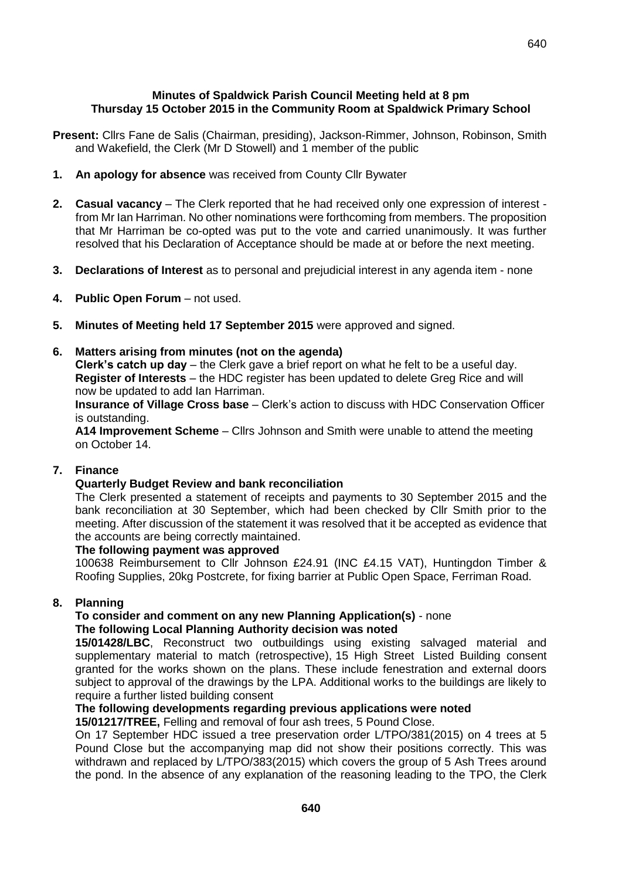**Minutes of Spaldwick Parish Council Meeting held at 8 pm**
**Thursday 15 October 2015 in the Community Room at Spaldwick Primary School**

**Present:** Cllrs Fane de Salis (Chairman, presiding), Jackson-Rimmer, Johnson, Robinson, Smith and Wakefield, the Clerk (Mr D Stowell) and 1 member of the public

1. **An apology for absence** was received from County Cllr Bywater

2. **Casual vacancy** – The Clerk reported that he had received only one expression of interest - from Mr Ian Harriman. No other nominations were forthcoming from members. The proposition that Mr Harriman be co-opted was put to the vote and carried unanimously. It was further resolved that his Declaration of Acceptance should be made at or before the next meeting.

3. **Declarations of Interest** as to personal and prejudicial interest in any agenda item - none

4. **Public Open Forum** – not used.

5. **Minutes of Meeting held 17 September 2015** were approved and signed.

6. **Matters arising from minutes (not on the agenda)**

   **Clerk's catch up day** – the Clerk gave a brief report on what he felt to be a useful day.
   **Register of Interests** – the HDC register has been updated to delete Greg Rice and will now be updated to add Ian Harriman.
   **Insurance of Village Cross base** – Clerk's action to discuss with HDC Conservation Officer is outstanding.
   **A14 Improvement Scheme** – Cllrs Johnson and Smith were unable to attend the meeting on October 14.

7. **Finance**

   **Quarterly Budget Review and bank reconciliation**

   The Clerk presented a statement of receipts and payments to 30 September 2015 and the bank reconciliation at 30 September, which had been checked by Cllr Smith prior to the meeting. After discussion of the statement it was resolved that it be accepted as evidence that the accounts are being correctly maintained.

   **The following payment was approved**

   100638 Reimbursement to Cllr Johnson £24.91 (INC £4.15 VAT), Huntingdon Timber & Roofing Supplies, 20kg Postcrete, for fixing barrier at Public Open Space, Ferriman Road.

8. **Planning**

   **To consider and comment on any new Planning Application(s)** - none

   **The following Local Planning Authority decision was noted**

   **15/01428/LBC**, Reconstruct two outbuildings using existing salvaged material and supplementary material to match (retrospective), 15 High Street Listed Building consent granted for the works shown on the plans. These include fenestration and external doors subject to approval of the drawings by the LPA. Additional works to the buildings are likely to require a further listed building consent

   **The following developments regarding previous applications were noted**

   **15/01217/TREE,** Felling and removal of four ash trees, 5 Pound Close.

   On 17 September HDC issued a tree preservation order L/TPO/381(2015) on 4 trees at 5 Pound Close but the accompanying map did not show their positions correctly. This was withdrawn and replaced by L/TPO/383(2015) which covers the group of 5 Ash Trees around the pond. In the absence of any explanation of the reasoning leading to the TPO, the Clerk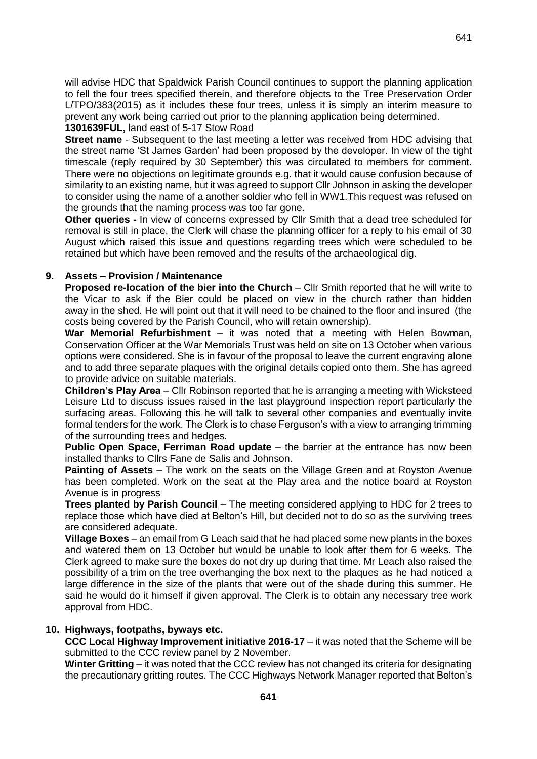will advise HDC that Spaldwick Parish Council continues to support the planning application to fell the four trees specified therein, and therefore objects to the Tree Preservation Order L/TPO/383(2015) as it includes these four trees, unless it is simply an interim measure to prevent any work being carried out prior to the planning application being determined.

**1301639FUL,** land east of 5-17 Stow Road

**Street name** - Subsequent to the last meeting a letter was received from HDC advising that the street name 'St James Garden' had been proposed by the developer. In view of the tight timescale (reply required by 30 September) this was circulated to members for comment. There were no objections on legitimate grounds e.g. that it would cause confusion because of similarity to an existing name, but it was agreed to support Cllr Johnson in asking the developer to consider using the name of a another soldier who fell in WW1.This request was refused on the grounds that the naming process was too far gone.

**Other queries -** In view of concerns expressed by Cllr Smith that a dead tree scheduled for removal is still in place, the Clerk will chase the planning officer for a reply to his email of 30 August which raised this issue and questions regarding trees which were scheduled to be retained but which have been removed and the results of the archaeological dig.

## 9. Assets – Provision / Maintenance

**Proposed re-location of the bier into the Church** – Cllr Smith reported that he will write to the Vicar to ask if the Bier could be placed on view in the church rather than hidden away in the shed. He will point out that it will need to be chained to the floor and insured (the costs being covered by the Parish Council, who will retain ownership).

**War Memorial Refurbishment** – it was noted that a meeting with Helen Bowman, Conservation Officer at the War Memorials Trust was held on site on 13 October when various options were considered. She is in favour of the proposal to leave the current engraving alone and to add three separate plaques with the original details copied onto them. She has agreed to provide advice on suitable materials.

**Children's Play Area** – Cllr Robinson reported that he is arranging a meeting with Wicksteed Leisure Ltd to discuss issues raised in the last playground inspection report particularly the surfacing areas. Following this he will talk to several other companies and eventually invite formal tenders for the work. The Clerk is to chase Ferguson's with a view to arranging trimming of the surrounding trees and hedges.

**Public Open Space, Ferriman Road update** – the barrier at the entrance has now been installed thanks to Cllrs Fane de Salis and Johnson.

**Painting of Assets** – The work on the seats on the Village Green and at Royston Avenue has been completed. Work on the seat at the Play area and the notice board at Royston Avenue is in progress

**Trees planted by Parish Council** – The meeting considered applying to HDC for 2 trees to replace those which have died at Belton's Hill, but decided not to do so as the surviving trees are considered adequate.

**Village Boxes** – an email from G Leach said that he had placed some new plants in the boxes and watered them on 13 October but would be unable to look after them for 6 weeks. The Clerk agreed to make sure the boxes do not dry up during that time. Mr Leach also raised the possibility of a trim on the tree overhanging the box next to the plaques as he had noticed a large difference in the size of the plants that were out of the shade during this summer. He said he would do it himself if given approval. The Clerk is to obtain any necessary tree work approval from HDC.

## 10. Highways, footpaths, byways etc.

**CCC Local Highway Improvement initiative 2016-17** – it was noted that the Scheme will be submitted to the CCC review panel by 2 November.

**Winter Gritting** – it was noted that the CCC review has not changed its criteria for designating the precautionary gritting routes. The CCC Highways Network Manager reported that Belton's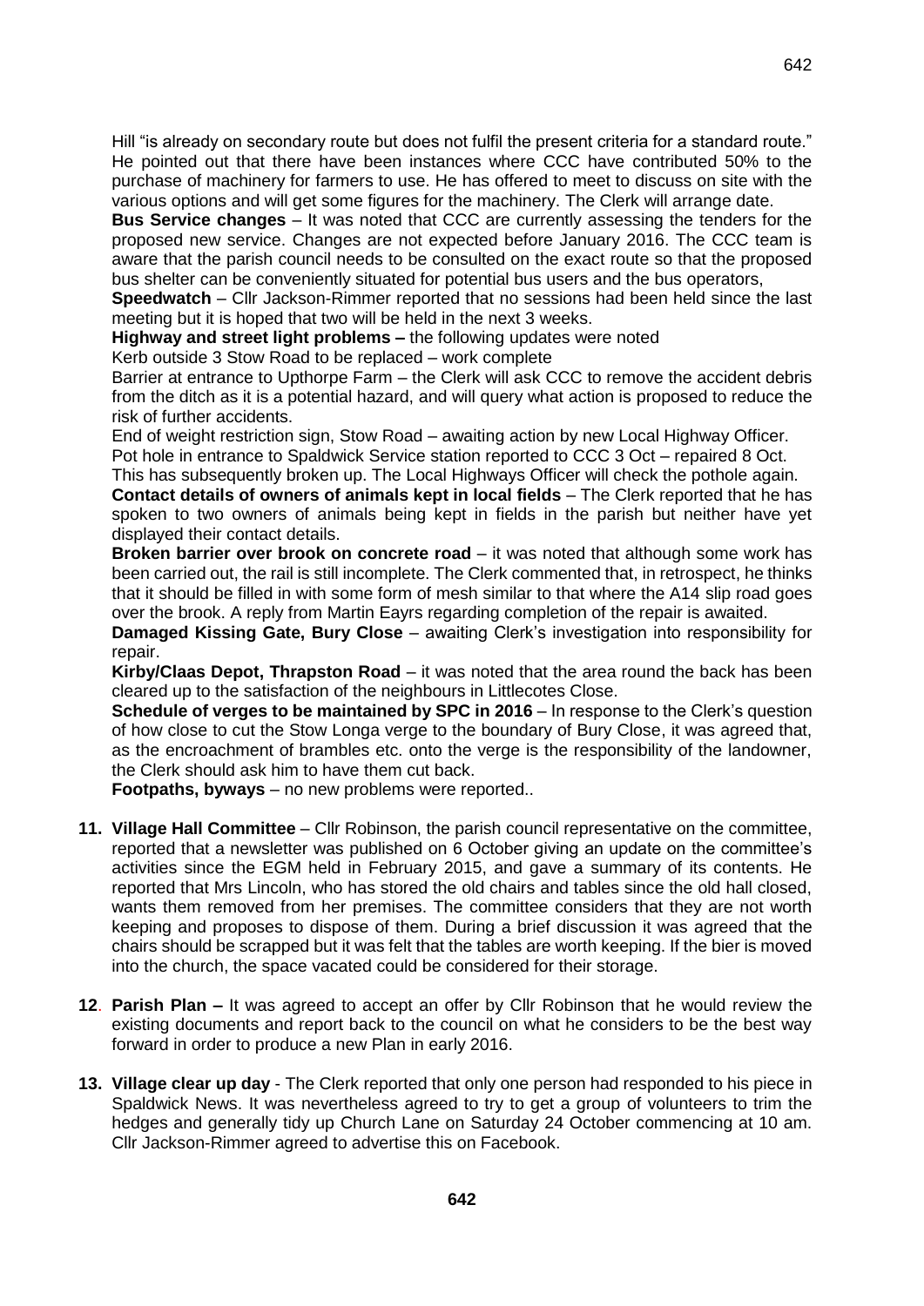Hill "is already on secondary route but does not fulfil the present criteria for a standard route." He pointed out that there have been instances where CCC have contributed 50% to the purchase of machinery for farmers to use. He has offered to meet to discuss on site with the various options and will get some figures for the machinery. The Clerk will arrange date.

**Bus Service changes** – It was noted that CCC are currently assessing the tenders for the proposed new service. Changes are not expected before January 2016. The CCC team is aware that the parish council needs to be consulted on the exact route so that the proposed bus shelter can be conveniently situated for potential bus users and the bus operators,

**Speedwatch** – Cllr Jackson-Rimmer reported that no sessions had been held since the last meeting but it is hoped that two will be held in the next 3 weeks.

**Highway and street light problems –** the following updates were noted

Kerb outside 3 Stow Road to be replaced – work complete

Barrier at entrance to Upthorpe Farm – the Clerk will ask CCC to remove the accident debris from the ditch as it is a potential hazard, and will query what action is proposed to reduce the risk of further accidents.

End of weight restriction sign, Stow Road – awaiting action by new Local Highway Officer.

Pot hole in entrance to Spaldwick Service station reported to CCC 3 Oct – repaired 8 Oct. This has subsequently broken up. The Local Highways Officer will check the pothole again.

**Contact details of owners of animals kept in local fields** – The Clerk reported that he has spoken to two owners of animals being kept in fields in the parish but neither have yet displayed their contact details.

**Broken barrier over brook on concrete road** – it was noted that although some work has been carried out, the rail is still incomplete. The Clerk commented that, in retrospect, he thinks that it should be filled in with some form of mesh similar to that where the A14 slip road goes over the brook. A reply from Martin Eayrs regarding completion of the repair is awaited.

**Damaged Kissing Gate, Bury Close** – awaiting Clerk's investigation into responsibility for repair.

**Kirby/Claas Depot, Thrapston Road** – it was noted that the area round the back has been cleared up to the satisfaction of the neighbours in Littlecotes Close.

**Schedule of verges to be maintained by SPC in 2016** – In response to the Clerk's question of how close to cut the Stow Longa verge to the boundary of Bury Close, it was agreed that, as the encroachment of brambles etc. onto the verge is the responsibility of the landowner, the Clerk should ask him to have them cut back.

**Footpaths, byways** – no new problems were reported..

**11. Village Hall Committee** – Cllr Robinson, the parish council representative on the committee, reported that a newsletter was published on 6 October giving an update on the committee's activities since the EGM held in February 2015, and gave a summary of its contents. He reported that Mrs Lincoln, who has stored the old chairs and tables since the old hall closed, wants them removed from her premises. The committee considers that they are not worth keeping and proposes to dispose of them. During a brief discussion it was agreed that the chairs should be scrapped but it was felt that the tables are worth keeping. If the bier is moved into the church, the space vacated could be considered for their storage.

**12. Parish Plan –** It was agreed to accept an offer by Cllr Robinson that he would review the existing documents and report back to the council on what he considers to be the best way forward in order to produce a new Plan in early 2016.

**13. Village clear up day** - The Clerk reported that only one person had responded to his piece in Spaldwick News. It was nevertheless agreed to try to get a group of volunteers to trim the hedges and generally tidy up Church Lane on Saturday 24 October commencing at 10 am. Cllr Jackson-Rimmer agreed to advertise this on Facebook.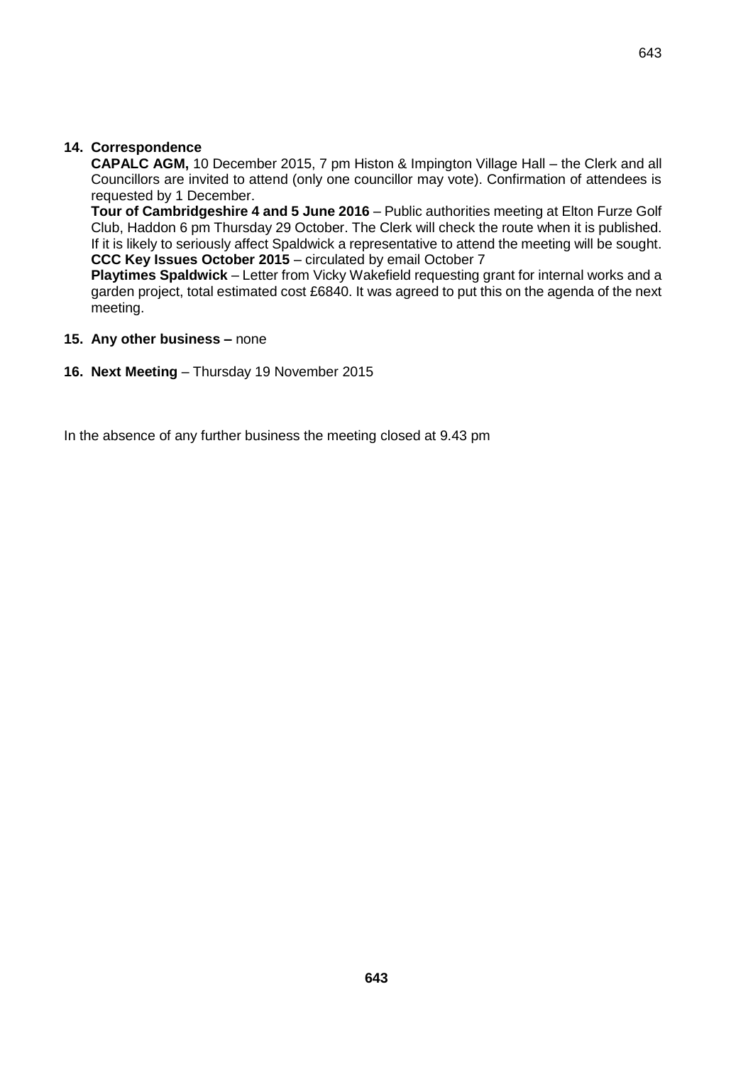**14. Correspondence**

**CAPALC AGM,** 10 December 2015, 7 pm Histon & Impington Village Hall – the Clerk and all Councillors are invited to attend (only one councillor may vote). Confirmation of attendees is requested by 1 December.

**Tour of Cambridgeshire 4 and 5 June 2016** – Public authorities meeting at Elton Furze Golf Club, Haddon 6 pm Thursday 29 October. The Clerk will check the route when it is published. If it is likely to seriously affect Spaldwick a representative to attend the meeting will be sought.

**CCC Key Issues October 2015** – circulated by email October 7

**Playtimes Spaldwick** – Letter from Vicky Wakefield requesting grant for internal works and a garden project, total estimated cost £6840. It was agreed to put this on the agenda of the next meeting.

**15. Any other business –** none

**16. Next Meeting** – Thursday 19 November 2015

In the absence of any further business the meeting closed at 9.43 pm